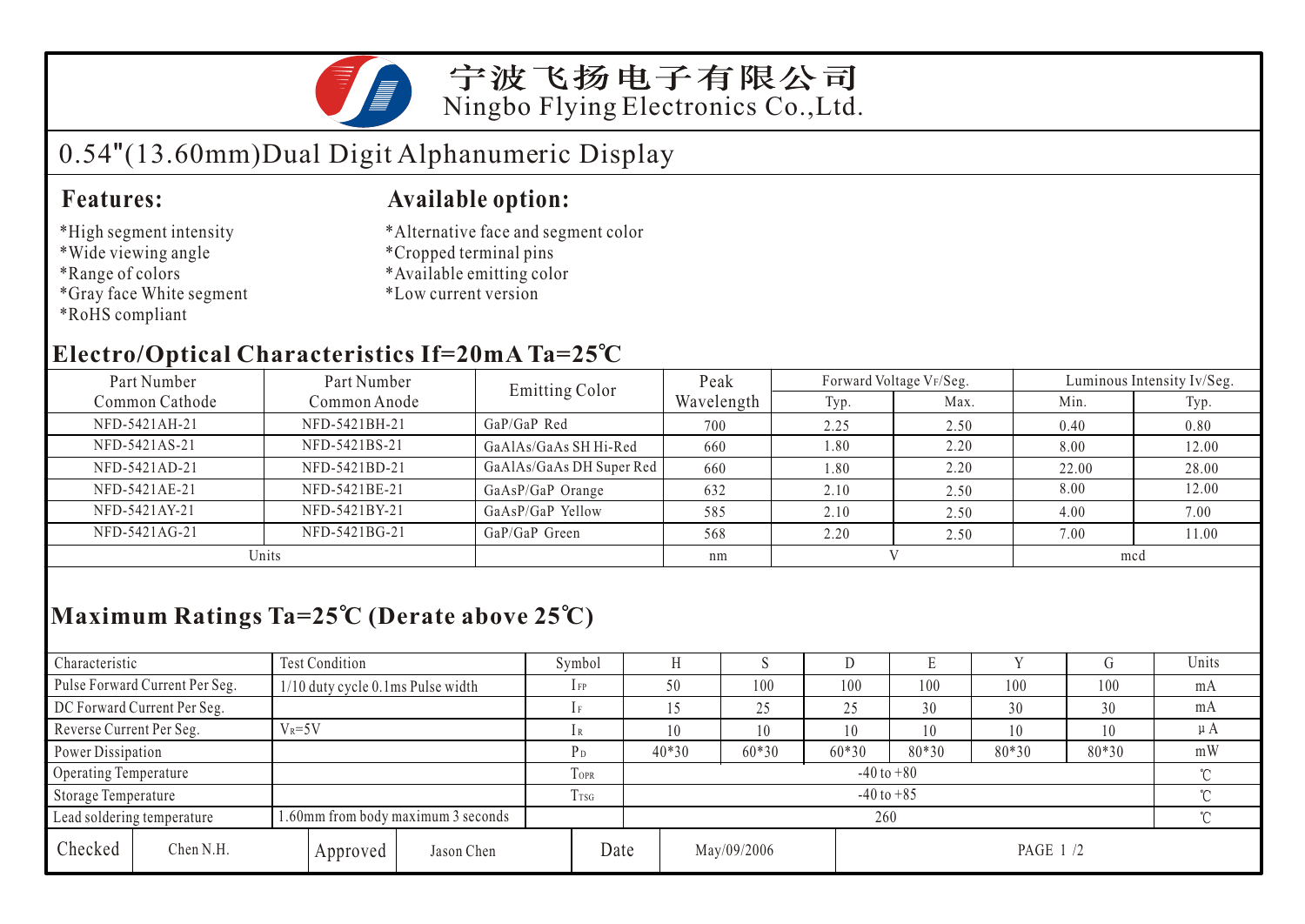# 宁波飞扬电子有限公司

Ningbo Flying Electronics Co.,Ltd.

## 0.54"(13.60mm)Dual Digit Alphanumeric Display

### Features:

*High segment intensity
*Wide viewing angle
*Range of colors
*Gray face White segment
*RoHS compliant

### Available option:

*Alternative face and segment color
*Cropped terminal pins
*Available emitting color
*Low current version

## Electro/Optical Characteristics If=20mA Ta=25℃

| Part Number Common Cathode | Part Number Common Anode | Emitting Color | Peak Wavelength | Forward Voltage $V_F$/Seg. | | Luminous Intensity Iv/Seg. | |
|---|---|---|---|---|---|---|---|
| | | | | Typ. | Max. | Min. | Typ. |
| NFD-5421AH-21 | NFD-5421BH-21 | GaP/GaP Red | 700 | 2.25 | 2.50 | 0.40 | 0.80 |
| NFD-5421AS-21 | NFD-5421BS-21 | GaAlAs/GaAs SH Hi-Red | 660 | 1.80 | 2.20 | 8.00 | 12.00 |
| NFD-5421AD-21 | NFD-5421BD-21 | GaAlAs/GaAs DH Super Red | 660 | 1.80 | 2.20 | 22.00 | 28.00 |
| NFD-5421AE-21 | NFD-5421BE-21 | GaAsP/GaP Orange | 632 | 2.10 | 2.50 | 8.00 | 12.00 |
| NFD-5421AY-21 | NFD-5421BY-21 | GaAsP/GaP Yellow | 585 | 2.10 | 2.50 | 4.00 | 7.00 |
| NFD-5421AG-21 | NFD-5421BG-21 | GaP/GaP Green | 568 | 2.20 | 2.50 | 7.00 | 11.00 |
| Units | | | nm | V | | mcd | |

## Maximum Ratings Ta=25℃ (Derate above 25℃)

| Characteristic | Test Condition | Symbol | H | S | D | E | Y | G | Units |
|---|---|---|---|---|---|---|---|---|---|
| Pulse Forward Current Per Seg. | 1/10 duty cycle 0.1ms Pulse width | $I_{FP}$ | 50 | 100 | 100 | 100 | 100 | 100 | mA |
| DC Forward Current Per Seg. | | $I_F$ | 15 | 25 | 25 | 30 | 30 | 30 | mA |
| Reverse Current Per Seg. | $V_R$=5V | $I_R$ | 10 | 10 | 10 | 10 | 10 | 10 | μA |
| Power Dissipation | | $P_D$ | 40*30 | 60*30 | 60*30 | 80*30 | 80*30 | 80*30 | mW |
| Operating Temperature | | $T_{OPR}$ | -40 to +80 | | | | | | ℃ |
| Storage Temperature | | $T_{TSG}$ | -40 to +85 | | | | | | ℃ |
| Lead soldering temperature | 1.60mm from body maximum 3 seconds | | 260 | | | | | | ℃ |

| Checked | Chen N.H. | Approved | Jason Chen | Date | May/09/2006 |
|---|---|---|---|---|---|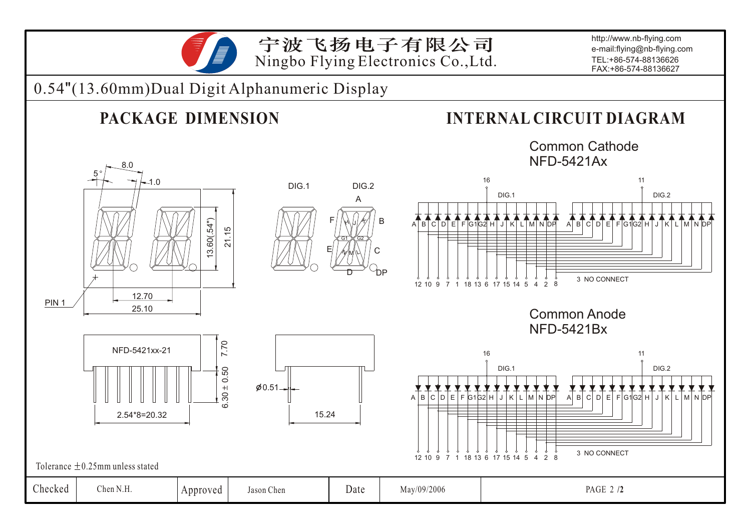宁波飞扬电子有限公司
Ningbo Flying Electronics Co.,Ltd.

http://www.nb-flying.com
e-mail:flying@nb-flying.com
TEL:+86-574-88136626
FAX:+86-574-88136627

# 0.54"(13.60mm)Dual Digit Alphanumeric Display

## PACKAGE DIMENSION

8.0
5°
1.0
13.60(.54")
21.15
PIN 1
12.70
25.10

DIG.1
DIG.2
A
B
C
D
DP
E
F
G1
G2
H
J
K
L
M
N

NFD-5421xx-21
7.70
6.30 ± 0.50
2.54*8=20.32
Ø0.51
15.24

Tolerance ±0.25mm unless stated

## INTERNAL CIRCUIT DIAGRAM

Common Cathode
NFD-5421Ax

16
11
DIG.1
DIG.2
A B C D E F G1 G2 H J K L M N DP
A B C D E F G1 G2 H J K L M N DP
12 10 9 7 1 18 13 6 17 15 14 5 4 2 8
3 NO CONNECT

Common Anode
NFD-5421Bx

16
11
DIG.1
DIG.2
A B C D E F G1 G2 H J K L M N DP
A B C D E F G1 G2 H J K L M N DP
12 10 9 7 1 18 13 6 17 15 14 5 4 2 8
3 NO CONNECT

| Checked | Chen N.H. | Approved | Jason Chen | Date | May/09/2006 | PAGE 2 /2 |
| --- | --- | --- | --- | --- | --- | --- |